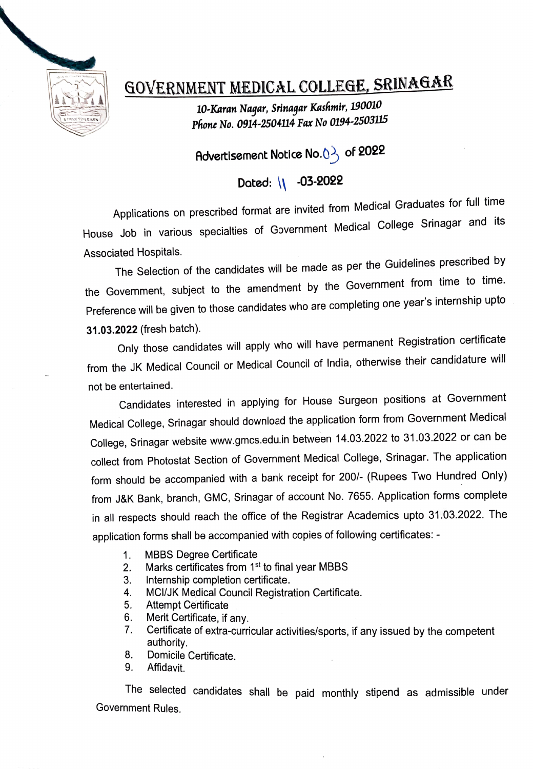# GOVERNMENT MEDICAL COLLEGE, SRINAGAR

*10-Karan Nagar, Srinagar Kashmir, 190010*
*Phone No. 0914-2504114 Fax No 0194-2503115*

## Advertisement Notice No. 03 of 2022

**Dated: 11 -03-2022**

Applications on prescribed format are invited from Medical Graduates for full time House Job in various specialties of Government Medical College Srinagar and its Associated Hospitals.

The Selection of the candidates will be made as per the Guidelines prescribed by the Government, subject to the amendment by the Government from time to time. Preference will be given to those candidates who are completing one year's internship upto **31.03.2022** (fresh batch).

Only those candidates will apply who will have permanent Registration certificate from the JK Medical Council or Medical Council of India, otherwise their candidature will not be entertained.

Candidates interested in applying for House Surgeon positions at Government Medical College, Srinagar should download the application form from Government Medical College, Srinagar website www.gmcs.edu.in between 14.03.2022 to 31.03.2022 or can be collect from Photostat Section of Government Medical College, Srinagar. The application form should be accompanied with a bank receipt for 200/- (Rupees Two Hundred Only) from J&K Bank, branch, GMC, Srinagar of account No. 7655. Application forms complete in all respects should reach the office of the Registrar Academics upto 31.03.2022. The application forms shall be accompanied with copies of following certificates: -

1. MBBS Degree Certificate
2. Marks certificates from 1st to final year MBBS
3. Internship completion certificate.
4. MCI/JK Medical Council Registration Certificate.
5. Attempt Certificate
6. Merit Certificate, if any.
7. Certificate of extra-curricular activities/sports, if any issued by the competent authority.
8. Domicile Certificate.
9. Affidavit.

The selected candidates shall be paid monthly stipend as admissible under Government Rules.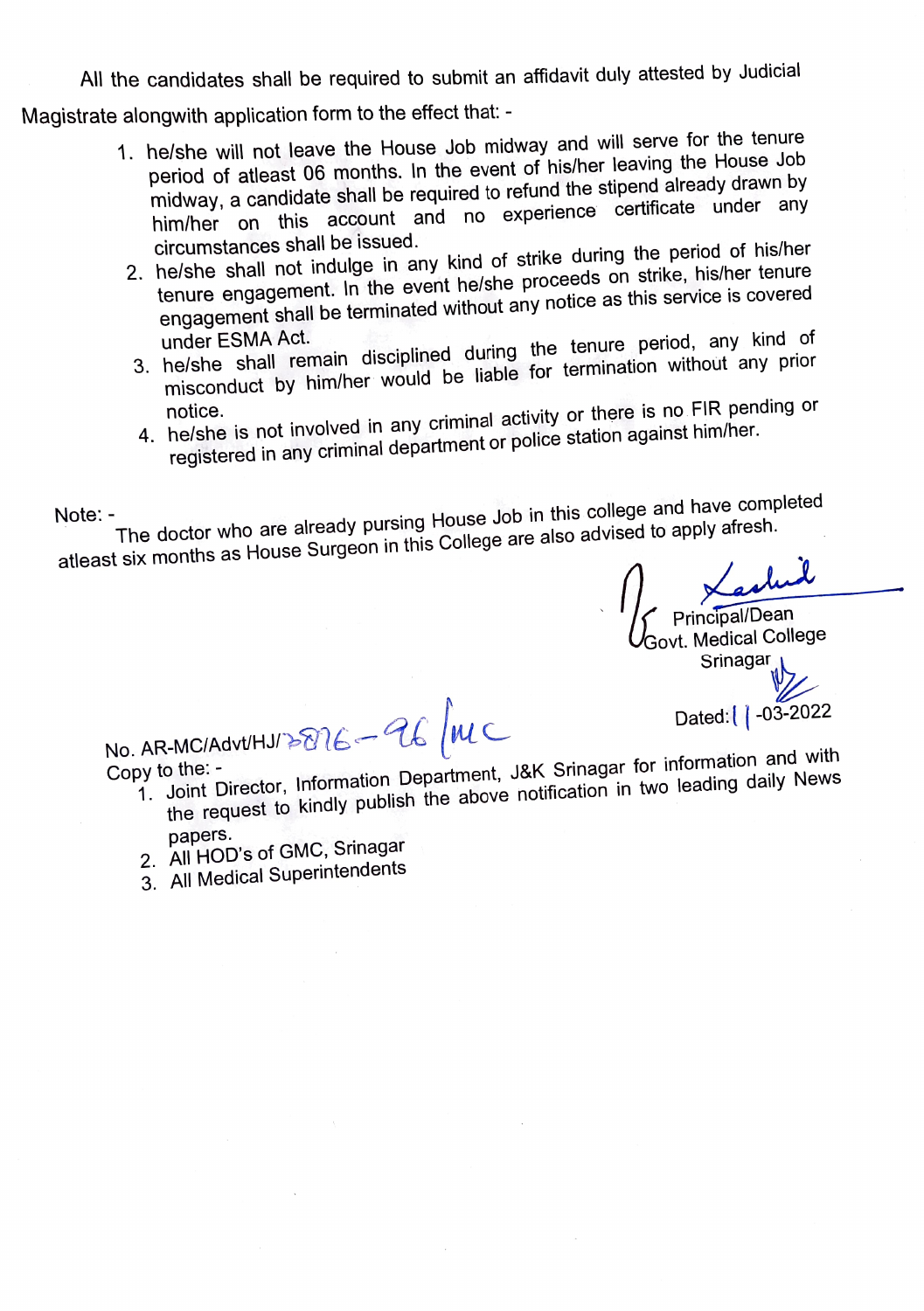All the candidates shall be required to submit an affidavit duly attested by Judicial Magistrate alongwith application form to the effect that: -

1. he/she will not leave the House Job midway and will serve for the tenure period of atleast 06 months. In the event of his/her leaving the House Job midway, a candidate shall be required to refund the stipend already drawn by him/her on this account and no experience certificate under any circumstances shall be issued.
2. he/she shall not indulge in any kind of strike during the period of his/her tenure engagement. In the event he/she proceeds on strike, his/her tenure engagement shall be terminated without any notice as this service is covered under ESMA Act.
3. he/she shall remain disciplined during the tenure period, any kind of misconduct by him/her would be liable for termination without any prior notice.
4. he/she is not involved in any criminal activity or there is no FIR pending or registered in any criminal department or police station against him/her.

Note: -
The doctor who are already pursing House Job in this college and have completed atleast six months as House Surgeon in this College are also advised to apply afresh.

Principal/Dean
Govt. Medical College
Srinagar

Dated: 11-03-2022

No. AR-MC/Advt/HJ/3876-96/MC

Copy to the: -

1. Joint Director, Information Department, J&K Srinagar for information and with the request to kindly publish the above notification in two leading daily News papers.
2. All HOD's of GMC, Srinagar
3. All Medical Superintendents